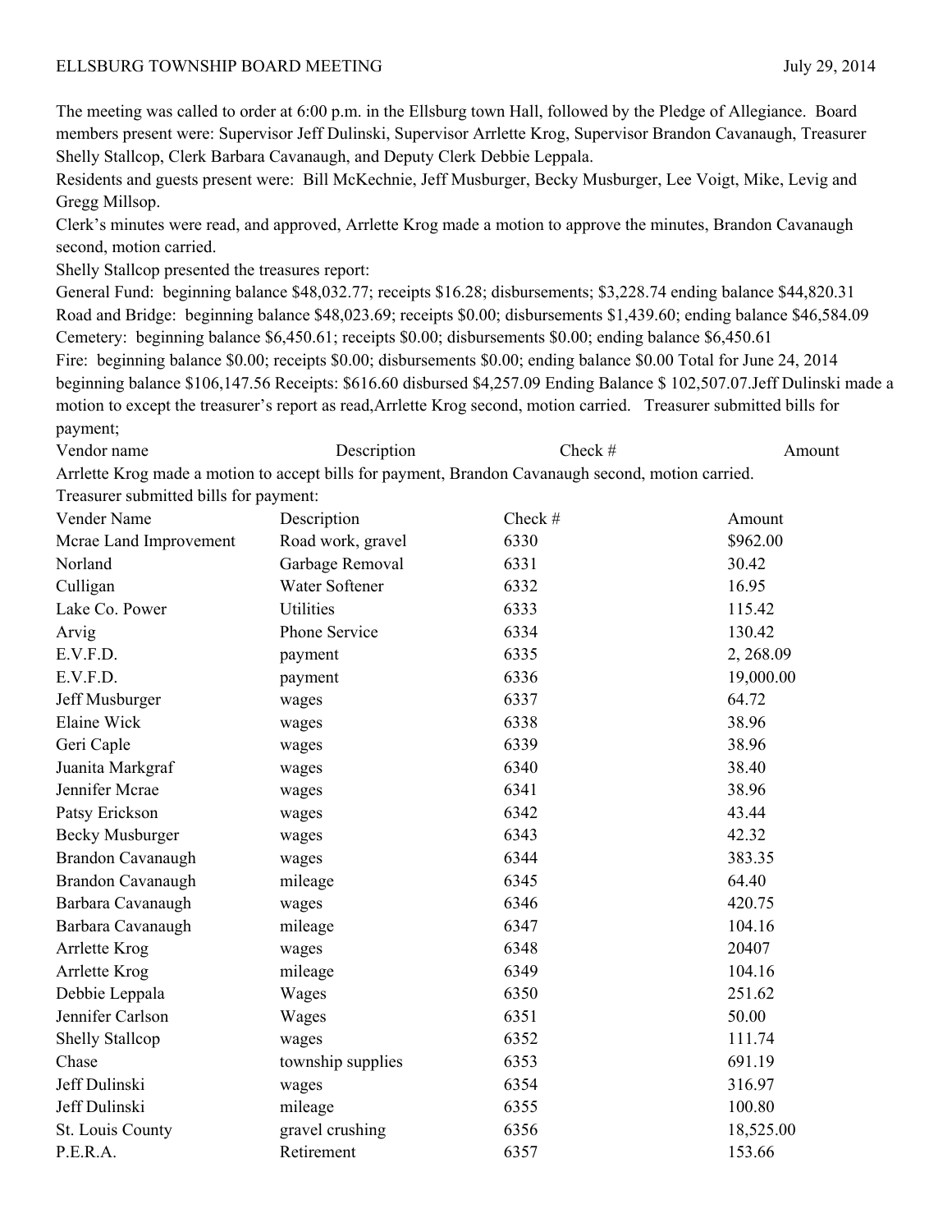ELLSBURG TOWNSHIP BOARD MEETING July 29, 2014

The meeting was called to order at 6:00 p.m. in the Ellsburg town Hall, followed by the Pledge of Allegiance. Board members present were: Supervisor Jeff Dulinski, Supervisor Arrlette Krog, Supervisor Brandon Cavanaugh, Treasurer Shelly Stallcop, Clerk Barbara Cavanaugh, and Deputy Clerk Debbie Leppala.

Residents and guests present were: Bill McKechnie, Jeff Musburger, Becky Musburger, Lee Voigt, Mike, Levig and Gregg Millsop.

Clerk's minutes were read, and approved, Arrlette Krog made a motion to approve the minutes, Brandon Cavanaugh second, motion carried.

Shelly Stallcop presented the treasures report:

General Fund: beginning balance $48,032.77; receipts $16.28; disbursements; $3,228.74 ending balance $44,820.31

Road and Bridge: beginning balance $48,023.69; receipts $0.00; disbursements $1,439.60; ending balance $46,584.09

Cemetery: beginning balance $6,450.61; receipts $0.00; disbursements $0.00; ending balance $6,450.61

Fire: beginning balance $0.00; receipts $0.00; disbursements $0.00; ending balance $0.00 Total for June 24, 2014 beginning balance $106,147.56 Receipts: $616.60 disbursed $4,257.09 Ending Balance $ 102,507.07.Jeff Dulinski made a motion to except the treasurer's report as read,Arrlette Krog second, motion carried. Treasurer submitted bills for payment;

| Vendor name | Description | Check # | Amount |
|---|---|---|---|

Arrlette Krog made a motion to accept bills for payment, Brandon Cavanaugh second, motion carried.

Treasurer submitted bills for payment:

| Vender Name | Description | Check # | Amount |
|---|---|---|---|
| Mcrae Land Improvement | Road work, gravel | 6330 | $962.00 |
| Norland | Garbage Removal | 6331 | 30.42 |
| Culligan | Water Softener | 6332 | 16.95 |
| Lake Co. Power | Utilities | 6333 | 115.42 |
| Arvig | Phone Service | 6334 | 130.42 |
| E.V.F.D. | payment | 6335 | 2, 268.09 |
| E.V.F.D. | payment | 6336 | 19,000.00 |
| Jeff Musburger | wages | 6337 | 64.72 |
| Elaine Wick | wages | 6338 | 38.96 |
| Geri Caple | wages | 6339 | 38.96 |
| Juanita Markgraf | wages | 6340 | 38.40 |
| Jennifer Mcrae | wages | 6341 | 38.96 |
| Patsy Erickson | wages | 6342 | 43.44 |
| Becky Musburger | wages | 6343 | 42.32 |
| Brandon Cavanaugh | wages | 6344 | 383.35 |
| Brandon Cavanaugh | mileage | 6345 | 64.40 |
| Barbara Cavanaugh | wages | 6346 | 420.75 |
| Barbara Cavanaugh | mileage | 6347 | 104.16 |
| Arrlette Krog | wages | 6348 | 20407 |
| Arrlette Krog | mileage | 6349 | 104.16 |
| Debbie Leppala | Wages | 6350 | 251.62 |
| Jennifer Carlson | Wages | 6351 | 50.00 |
| Shelly Stallcop | wages | 6352 | 111.74 |
| Chase | township supplies | 6353 | 691.19 |
| Jeff Dulinski | wages | 6354 | 316.97 |
| Jeff Dulinski | mileage | 6355 | 100.80 |
| St. Louis County | gravel crushing | 6356 | 18,525.00 |
| P.E.R.A. | Retirement | 6357 | 153.66 |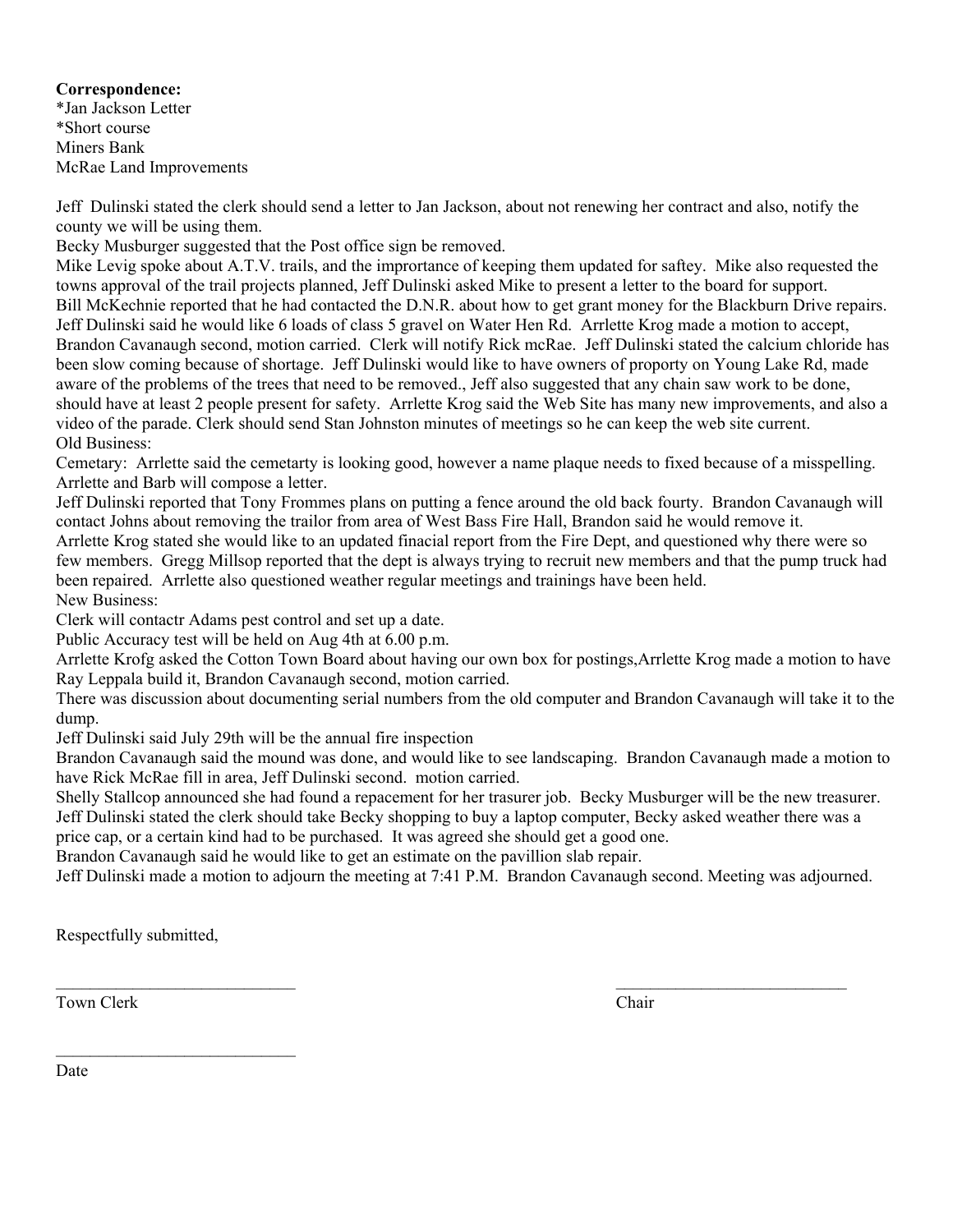**Correspondence:**
*Jan Jackson Letter
*Short course
Miners Bank
McRae Land Improvements

Jeff Dulinski stated the clerk should send a letter to Jan Jackson, about not renewing her contract and also, notify the county we will be using them.
Becky Musburger suggested that the Post office sign be removed.
Mike Levig spoke about A.T.V. trails, and the imprortance of keeping them updated for saftey. Mike also requested the towns approval of the trail projects planned, Jeff Dulinski asked Mike to present a letter to the board for support.
Bill McKechnie reported that he had contacted the D.N.R. about how to get grant money for the Blackburn Drive repairs.
Jeff Dulinski said he would like 6 loads of class 5 gravel on Water Hen Rd. Arrlette Krog made a motion to accept, Brandon Cavanaugh second, motion carried. Clerk will notify Rick mcRae. Jeff Dulinski stated the calcium chloride has been slow coming because of shortage. Jeff Dulinski would like to have owners of property on Young Lake Rd, made aware of the problems of the trees that need to be removed., Jeff also suggested that any chain saw work to be done, should have at least 2 people present for safety. Arrlette Krog said the Web Site has many new improvements, and also a video of the parade. Clerk should send Stan Johnston minutes of meetings so he can keep the web site current.
Old Business:
Cemetary: Arrlette said the cemetarty is looking good, however a name plaque needs to fixed because of a misspelling. Arrlette and Barb will compose a letter.
Jeff Dulinski reported that Tony Frommes plans on putting a fence around the old back fourty. Brandon Cavanaugh will contact Johns about removing the trailor from area of West Bass Fire Hall, Brandon said he would remove it.
Arrlette Krog stated she would like to an updated finacial report from the Fire Dept, and questioned why there were so few members. Gregg Millsop reported that the dept is always trying to recruit new members and that the pump truck had been repaired. Arrlette also questioned weather regular meetings and trainings have been held.
New Business:
Clerk will contactr Adams pest control and set up a date.
Public Accuracy test will be held on Aug 4th at 6.00 p.m.
Arrlette Krofg asked the Cotton Town Board about having our own box for postings,Arrlette Krog made a motion to have Ray Leppala build it, Brandon Cavanaugh second, motion carried.
There was discussion about documenting serial numbers from the old computer and Brandon Cavanaugh will take it to the dump.
Jeff Dulinski said July 29th will be the annual fire inspection
Brandon Cavanaugh said the mound was done, and would like to see landscaping. Brandon Cavanaugh made a motion to have Rick McRae fill in area, Jeff Dulinski second. motion carried.
Shelly Stallcop announced she had found a repacement for her trasurer job. Becky Musburger will be the new treasurer.
Jeff Dulinski stated the clerk should take Becky shopping to buy a laptop computer, Becky asked weather there was a price cap, or a certain kind had to be purchased. It was agreed she should get a good one.
Brandon Cavanaugh said he would like to get an estimate on the pavillion slab repair.
Jeff Dulinski made a motion to adjourn the meeting at 7:41 P.M. Brandon Cavanaugh second. Meeting was adjourned.

Respectfully submitted,

\_\_\_\_\_\_\_\_\_\_\_\_\_\_\_\_\_\_\_\_\_\_\_\_\_\_\_\_ \_\_\_\_\_\_\_\_\_\_\_\_\_\_\_\_\_\_\_\_\_\_\_\_\_\_\_\_
Town Clerk Chair

\_\_\_\_\_\_\_\_\_\_\_\_\_\_\_\_\_\_\_\_\_\_\_\_\_\_\_\_
Date